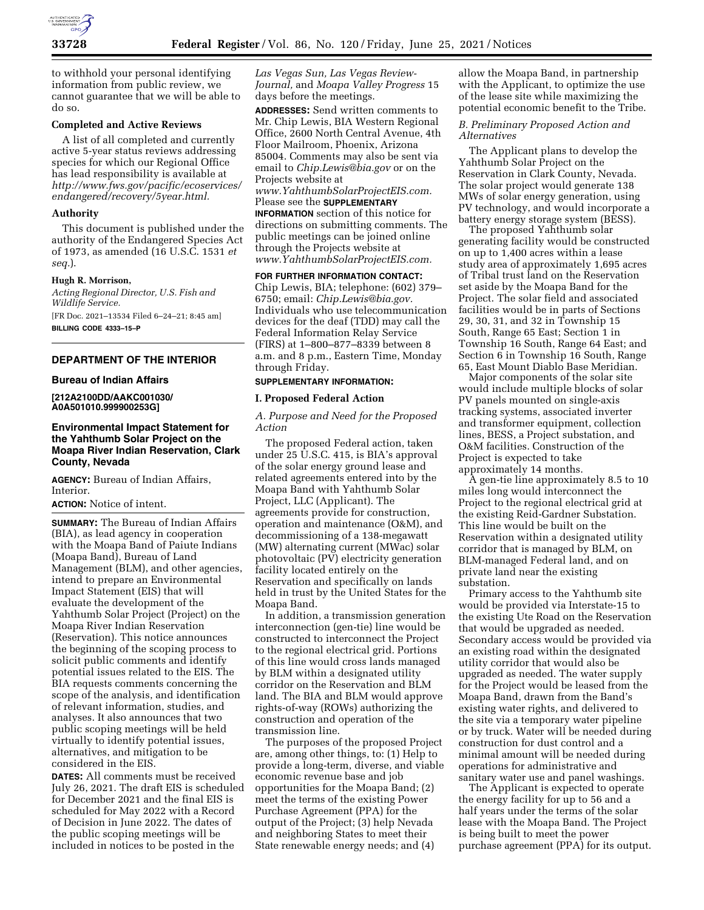to withhold your personal identifying information from public review, we cannot guarantee that we will be able to do so.

**Completed and Active Reviews**

A list of all completed and currently active 5-year status reviews addressing species for which our Regional Office has lead responsibility is available at *http://www.fws.gov/pacific/ecoservices/endangered/recovery/5year.html.*

**Authority**

This document is published under the authority of the Endangered Species Act of 1973, as amended (16 U.S.C. 1531 *et seq.*).

**Hugh R. Morrison,**

*Acting Regional Director, U.S. Fish and Wildlife Service.*

[FR Doc. 2021–13534 Filed 6–24–21; 8:45 am]

**BILLING CODE 4333–15–P**

## DEPARTMENT OF THE INTERIOR

### Bureau of Indian Affairs

**[212A2100DD/AAKC001030/A0A501010.999900253G]**

### Environmental Impact Statement for the Yahthumb Solar Project on the Moapa River Indian Reservation, Clark County, Nevada

**AGENCY:** Bureau of Indian Affairs, Interior.

**ACTION:** Notice of intent.

**SUMMARY:** The Bureau of Indian Affairs (BIA), as lead agency in cooperation with the Moapa Band of Paiute Indians (Moapa Band), Bureau of Land Management (BLM), and other agencies, intend to prepare an Environmental Impact Statement (EIS) that will evaluate the development of the Yahthumb Solar Project (Project) on the Moapa River Indian Reservation (Reservation). This notice announces the beginning of the scoping process to solicit public comments and identify potential issues related to the EIS. The BIA requests comments concerning the scope of the analysis, and identification of relevant information, studies, and analyses. It also announces that two public scoping meetings will be held virtually to identify potential issues, alternatives, and mitigation to be considered in the EIS.

**DATES:** All comments must be received July 26, 2021. The draft EIS is scheduled for December 2021 and the final EIS is scheduled for May 2022 with a Record of Decision in June 2022. The dates of the public scoping meetings will be included in notices to be posted in the *Las Vegas Sun, Las Vegas Review-Journal,* and *Moapa Valley Progress* 15 days before the meetings.

**ADDRESSES:** Send written comments to Mr. Chip Lewis, BIA Western Regional Office, 2600 North Central Avenue, 4th Floor Mailroom, Phoenix, Arizona 85004. Comments may also be sent via email to *Chip.Lewis@bia.gov* or on the Projects website at *www.YahthumbSolarProjectEIS.com.* Please see the **SUPPLEMENTARY INFORMATION** section of this notice for directions on submitting comments. The public meetings can be joined online through the Projects website at *www.YahthumbSolarProjectEIS.com.*

**FOR FURTHER INFORMATION CONTACT:** Chip Lewis, BIA; telephone: (602) 379–6750; email: *Chip.Lewis@bia.gov.* Individuals who use telecommunication devices for the deaf (TDD) may call the Federal Information Relay Service (FIRS) at 1–800–877–8339 between 8 a.m. and 8 p.m., Eastern Time, Monday through Friday.

**SUPPLEMENTARY INFORMATION:**

**I. Proposed Federal Action**

*A. Purpose and Need for the Proposed Action*

The proposed Federal action, taken under 25 U.S.C. 415, is BIA's approval of the solar energy ground lease and related agreements entered into by the Moapa Band with Yahthumb Solar Project, LLC (Applicant). The agreements provide for construction, operation and maintenance (O&M), and decommissioning of a 138-megawatt (MW) alternating current (MWac) solar photovoltaic (PV) electricity generation facility located entirely on the Reservation and specifically on lands held in trust by the United States for the Moapa Band.

In addition, a transmission generation interconnection (gen-tie) line would be constructed to interconnect the Project to the regional electrical grid. Portions of this line would cross lands managed by BLM within a designated utility corridor on the Reservation and BLM land. The BIA and BLM would approve rights-of-way (ROWs) authorizing the construction and operation of the transmission line.

The purposes of the proposed Project are, among other things, to: (1) Help to provide a long-term, diverse, and viable economic revenue base and job opportunities for the Moapa Band; (2) meet the terms of the existing Power Purchase Agreement (PPA) for the output of the Project; (3) help Nevada and neighboring States to meet their State renewable energy needs; and (4) allow the Moapa Band, in partnership with the Applicant, to optimize the use of the lease site while maximizing the potential economic benefit to the Tribe.

*B. Preliminary Proposed Action and Alternatives*

The Applicant plans to develop the Yahthumb Solar Project on the Reservation in Clark County, Nevada. The solar project would generate 138 MWs of solar energy generation, using PV technology, and would incorporate a battery energy storage system (BESS).

The proposed Yahthumb solar generating facility would be constructed on up to 1,400 acres within a lease study area of approximately 1,695 acres of Tribal trust land on the Reservation set aside by the Moapa Band for the Project. The solar field and associated facilities would be in parts of Sections 29, 30, 31, and 32 in Township 15 South, Range 65 East; Section 1 in Township 16 South, Range 64 East; and Section 6 in Township 16 South, Range 65, East Mount Diablo Base Meridian.

Major components of the solar site would include multiple blocks of solar PV panels mounted on single-axis tracking systems, associated inverter and transformer equipment, collection lines, BESS, a Project substation, and O&M facilities. Construction of the Project is expected to take approximately 14 months.

A gen-tie line approximately 8.5 to 10 miles long would interconnect the Project to the regional electrical grid at the existing Reid-Gardner Substation. This line would be built on the Reservation within a designated utility corridor that is managed by BLM, on BLM-managed Federal land, and on private land near the existing substation.

Primary access to the Yahthumb site would be provided via Interstate-15 to the existing Ute Road on the Reservation that would be upgraded as needed. Secondary access would be provided via an existing road within the designated utility corridor that would also be upgraded as needed. The water supply for the Project would be leased from the Moapa Band, drawn from the Band's existing water rights, and delivered to the site via a temporary water pipeline or by truck. Water will be needed during construction for dust control and a minimal amount will be needed during operations for administrative and sanitary water use and panel washings.

The Applicant is expected to operate the energy facility for up to 56 and a half years under the terms of the solar lease with the Moapa Band. The Project is being built to meet the power purchase agreement (PPA) for its output.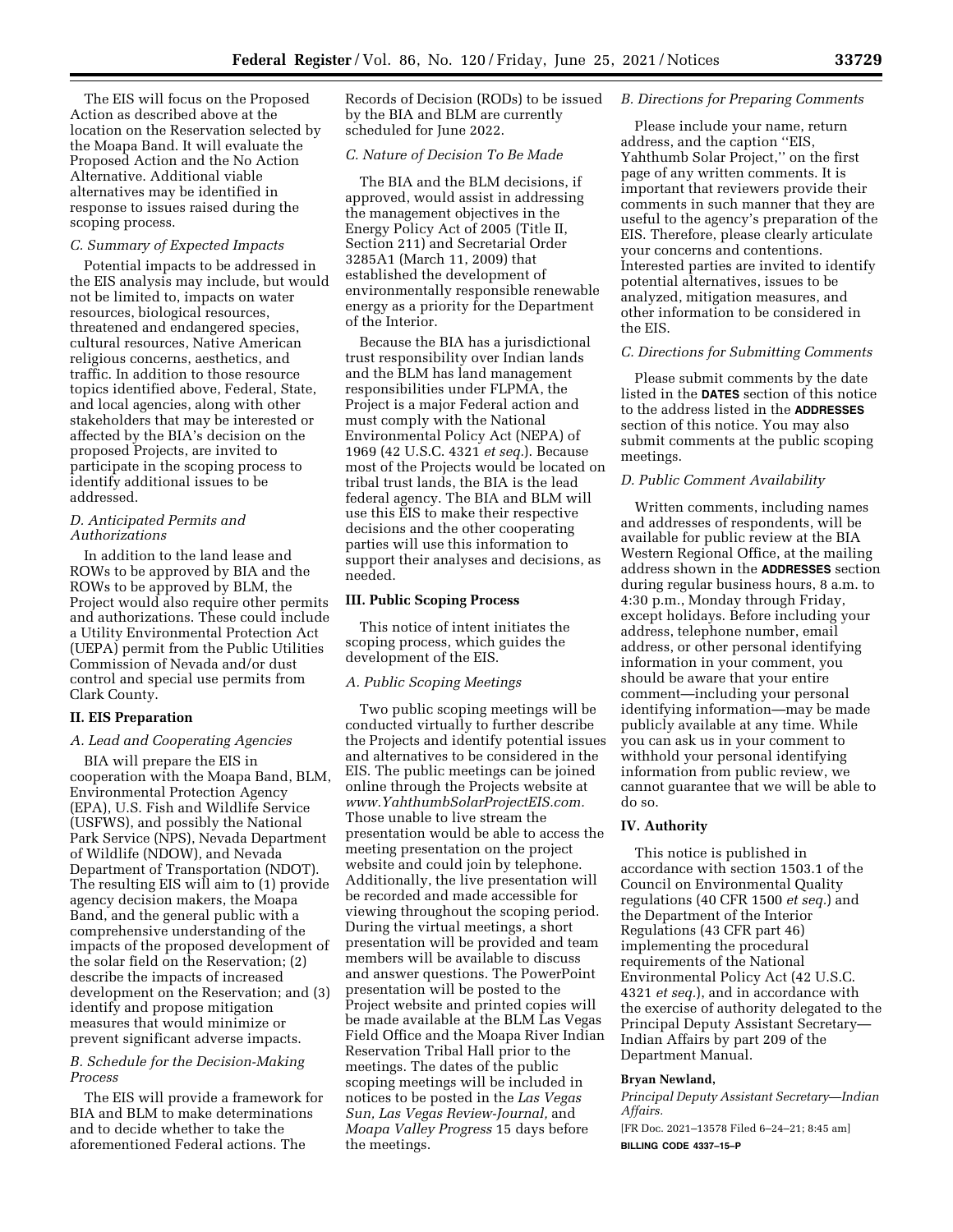The EIS will focus on the Proposed Action as described above at the location on the Reservation selected by the Moapa Band. It will evaluate the Proposed Action and the No Action Alternative. Additional viable alternatives may be identified in response to issues raised during the scoping process.

### C. Summary of Expected Impacts

Potential impacts to be addressed in the EIS analysis may include, but would not be limited to, impacts on water resources, biological resources, threatened and endangered species, cultural resources, Native American religious concerns, aesthetics, and traffic. In addition to those resource topics identified above, Federal, State, and local agencies, along with other stakeholders that may be interested or affected by the BIA's decision on the proposed Projects, are invited to participate in the scoping process to identify additional issues to be addressed.

### D. Anticipated Permits and Authorizations

In addition to the land lease and ROWs to be approved by BIA and the ROWs to be approved by BLM, the Project would also require other permits and authorizations. These could include a Utility Environmental Protection Act (UEPA) permit from the Public Utilities Commission of Nevada and/or dust control and special use permits from Clark County.

## II. EIS Preparation

### A. Lead and Cooperating Agencies

BIA will prepare the EIS in cooperation with the Moapa Band, BLM, Environmental Protection Agency (EPA), U.S. Fish and Wildlife Service (USFWS), and possibly the National Park Service (NPS), Nevada Department of Wildlife (NDOW), and Nevada Department of Transportation (NDOT). The resulting EIS will aim to (1) provide agency decision makers, the Moapa Band, and the general public with a comprehensive understanding of the impacts of the proposed development of the solar field on the Reservation; (2) describe the impacts of increased development on the Reservation; and (3) identify and propose mitigation measures that would minimize or prevent significant adverse impacts.

### B. Schedule for the Decision-Making Process

The EIS will provide a framework for BIA and BLM to make determinations and to decide whether to take the aforementioned Federal actions. The Records of Decision (RODs) to be issued by the BIA and BLM are currently scheduled for June 2022.

### C. Nature of Decision To Be Made

The BIA and the BLM decisions, if approved, would assist in addressing the management objectives in the Energy Policy Act of 2005 (Title II, Section 211) and Secretarial Order 3285A1 (March 11, 2009) that established the development of environmentally responsible renewable energy as a priority for the Department of the Interior.

Because the BIA has a jurisdictional trust responsibility over Indian lands and the BLM has land management responsibilities under FLPMA, the Project is a major Federal action and must comply with the National Environmental Policy Act (NEPA) of 1969 (42 U.S.C. 4321 *et seq.*). Because most of the Projects would be located on tribal trust lands, the BIA is the lead federal agency. The BIA and BLM will use this EIS to make their respective decisions and the other cooperating parties will use this information to support their analyses and decisions, as needed.

## III. Public Scoping Process

This notice of intent initiates the scoping process, which guides the development of the EIS.

### A. Public Scoping Meetings

Two public scoping meetings will be conducted virtually to further describe the Projects and identify potential issues and alternatives to be considered in the EIS. The public meetings can be joined online through the Projects website at *www.YahthumbSolarProjectEIS.com.* Those unable to live stream the presentation would be able to access the meeting presentation on the project website and could join by telephone. Additionally, the live presentation will be recorded and made accessible for viewing throughout the scoping period. During the virtual meetings, a short presentation will be provided and team members will be available to discuss and answer questions. The PowerPoint presentation will be posted to the Project website and printed copies will be made available at the BLM Las Vegas Field Office and the Moapa River Indian Reservation Tribal Hall prior to the meetings. The dates of the public scoping meetings will be included in notices to be posted in the *Las Vegas Sun, Las Vegas Review-Journal,* and *Moapa Valley Progress* 15 days before the meetings.

### B. Directions for Preparing Comments

Please include your name, return address, and the caption "EIS, Yahthumb Solar Project," on the first page of any written comments. It is important that reviewers provide their comments in such manner that they are useful to the agency's preparation of the EIS. Therefore, please clearly articulate your concerns and contentions. Interested parties are invited to identify potential alternatives, issues to be analyzed, mitigation measures, and other information to be considered in the EIS.

### C. Directions for Submitting Comments

Please submit comments by the date listed in the **DATES** section of this notice to the address listed in the **ADDRESSES** section of this notice. You may also submit comments at the public scoping meetings.

### D. Public Comment Availability

Written comments, including names and addresses of respondents, will be available for public review at the BIA Western Regional Office, at the mailing address shown in the **ADDRESSES** section during regular business hours, 8 a.m. to 4:30 p.m., Monday through Friday, except holidays. Before including your address, telephone number, email address, or other personal identifying information in your comment, you should be aware that your entire comment—including your personal identifying information—may be made publicly available at any time. While you can ask us in your comment to withhold your personal identifying information from public review, we cannot guarantee that we will be able to do so.

## IV. Authority

This notice is published in accordance with section 1503.1 of the Council on Environmental Quality regulations (40 CFR 1500 *et seq.*) and the Department of the Interior Regulations (43 CFR part 46) implementing the procedural requirements of the National Environmental Policy Act (42 U.S.C. 4321 *et seq.*), and in accordance with the exercise of authority delegated to the Principal Deputy Assistant Secretary—Indian Affairs by part 209 of the Department Manual.

**Bryan Newland,**

*Principal Deputy Assistant Secretary—Indian Affairs.*

[FR Doc. 2021–13578 Filed 6–24–21; 8:45 am]

**BILLING CODE 4337–15–P**